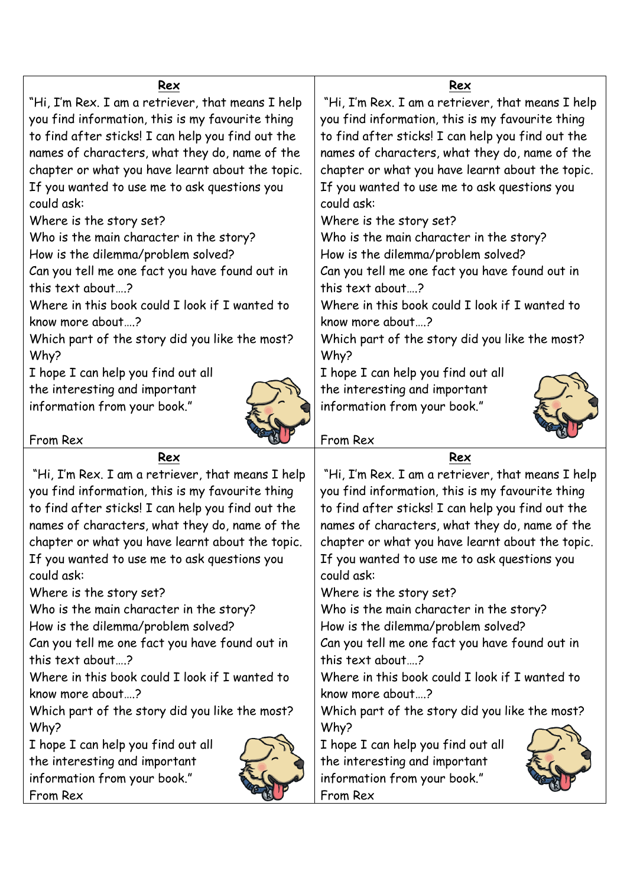**Rex**

"Hi, I'm Rex. I am a retriever, that means I help you find information, this is my favourite thing to find after sticks! I can help you find out the names of characters, what they do, name of the chapter or what you have learnt about the topic. If you wanted to use me to ask questions you could ask:

Where is the story set?
Who is the main character in the story?
How is the dilemma/problem solved?
Can you tell me one fact you have found out in this text about….?
Where in this book could I look if I wanted to know more about….?
Which part of the story did you like the most? Why?
I hope I can help you find out all the interesting and important information from your book."

From Rex

**Rex**

"Hi, I'm Rex. I am a retriever, that means I help you find information, this is my favourite thing to find after sticks! I can help you find out the names of characters, what they do, name of the chapter or what you have learnt about the topic. If you wanted to use me to ask questions you could ask:

Where is the story set?
Who is the main character in the story?
How is the dilemma/problem solved?
Can you tell me one fact you have found out in this text about….?
Where in this book could I look if I wanted to know more about….?
Which part of the story did you like the most? Why?
I hope I can help you find out all the interesting and important information from your book."

From Rex

**Rex**

"Hi, I'm Rex. I am a retriever, that means I help you find information, this is my favourite thing to find after sticks! I can help you find out the names of characters, what they do, name of the chapter or what you have learnt about the topic. If you wanted to use me to ask questions you could ask:

Where is the story set?
Who is the main character in the story?
How is the dilemma/problem solved?
Can you tell me one fact you have found out in this text about….?
Where in this book could I look if I wanted to know more about….?
Which part of the story did you like the most? Why?
I hope I can help you find out all the interesting and important information from your book."

From Rex

**Rex**

"Hi, I'm Rex. I am a retriever, that means I help you find information, this is my favourite thing to find after sticks! I can help you find out the names of characters, what they do, name of the chapter or what you have learnt about the topic. If you wanted to use me to ask questions you could ask:

Where is the story set?
Who is the main character in the story?
How is the dilemma/problem solved?
Can you tell me one fact you have found out in this text about….?
Where in this book could I look if I wanted to know more about….?
Which part of the story did you like the most? Why?
I hope I can help you find out all the interesting and important information from your book."

From Rex